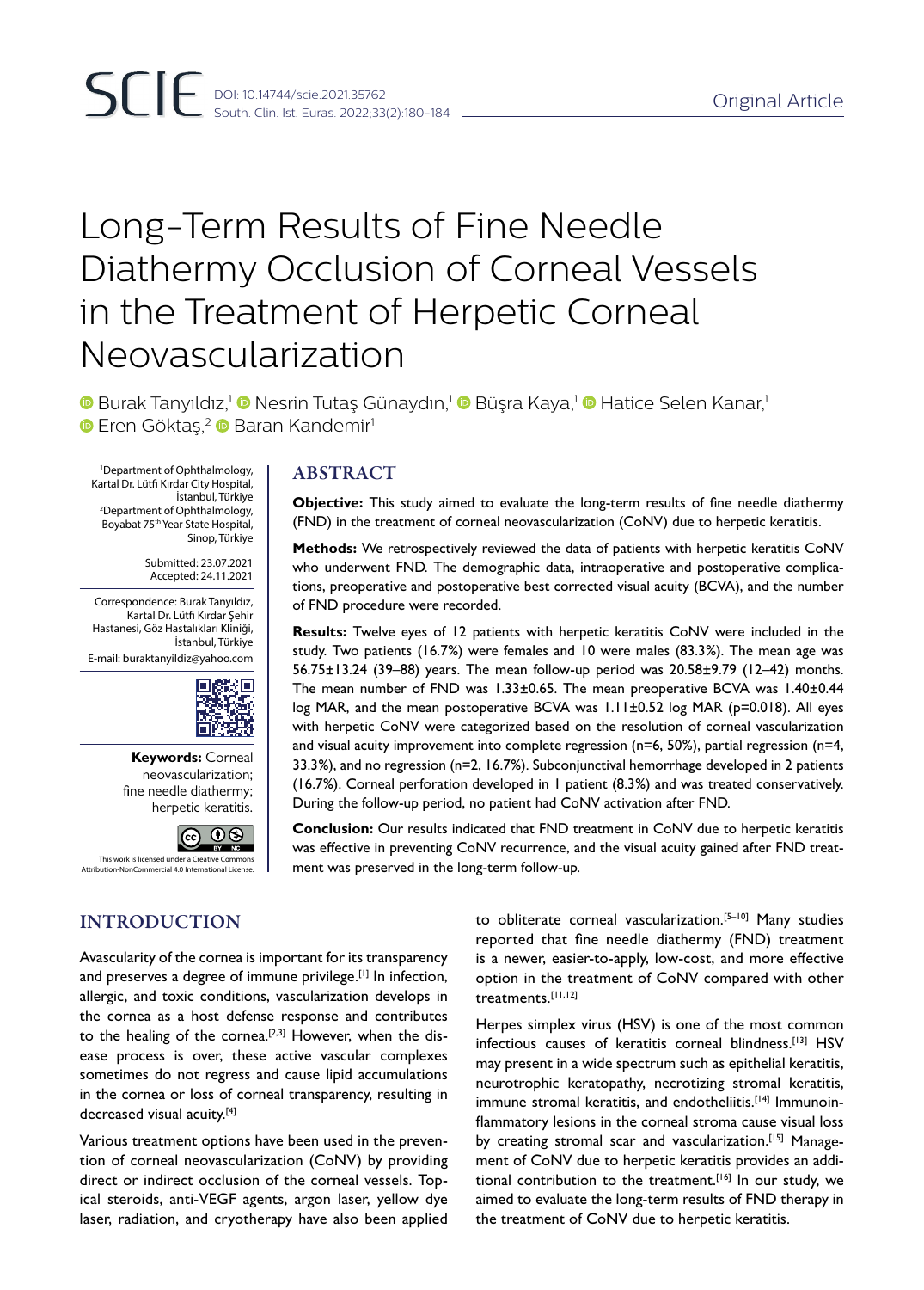Original Article

# Long-Term Results of Fine Needle Diathermy Occlusion of Corneal Vessels in the Treatment of Herpetic Corneal Neovascularization

Burak Tanyıldız,[1] Nesrin Tutaş Günaydın,[1] Büşra Kaya,[1] Hatice Selen Kanar,[1] Eren Göktaş,[2] Baran Kandemir[1]

[1]Department of Ophthalmology, Kartal Dr. Lütfi Kırdar City Hospital, İstanbul, Türkiye
[2]Department of Ophthalmology, Boyabat 75[th] Year State Hospital, Sinop, Türkiye

Submitted: 23.07.2021
Accepted: 24.11.2021

Correspondence: Burak Tanyıldız, Kartal Dr. Lütfi Kırdar Şehir Hastanesi, Göz Hastalıkları Kliniği, İstanbul, Türkiye
E-mail: buraktanyildiz@yahoo.com

**Keywords:** Corneal neovascularization; fine needle diathermy; herpetic keratitis.

This work is licensed under a Creative Commons Attribution-NonCommercial 4.0 International License.

## ABSTRACT

**Objective:** This study aimed to evaluate the long-term results of fine needle diathermy (FND) in the treatment of corneal neovascularization (CoNV) due to herpetic keratitis.

**Methods:** We retrospectively reviewed the data of patients with herpetic keratitis CoNV who underwent FND. The demographic data, intraoperative and postoperative complications, preoperative and postoperative best corrected visual acuity (BCVA), and the number of FND procedure were recorded.

**Results:** Twelve eyes of 12 patients with herpetic keratitis CoNV were included in the study. Two patients (16.7%) were females and 10 were males (83.3%). The mean age was 56.75±13.24 (39–88) years. The mean follow-up period was 20.58±9.79 (12–42) months. The mean number of FND was 1.33±0.65. The mean preoperative BCVA was 1.40±0.44 log MAR, and the mean postoperative BCVA was 1.11±0.52 log MAR (p=0.018). All eyes with herpetic CoNV were categorized based on the resolution of corneal vascularization and visual acuity improvement into complete regression (n=6, 50%), partial regression (n=4, 33.3%), and no regression (n=2, 16.7%). Subconjunctival hemorrhage developed in 2 patients (16.7%). Corneal perforation developed in 1 patient (8.3%) and was treated conservatively. During the follow-up period, no patient had CoNV activation after FND.

**Conclusion:** Our results indicated that FND treatment in CoNV due to herpetic keratitis was effective in preventing CoNV recurrence, and the visual acuity gained after FND treatment was preserved in the long-term follow-up.

## INTRODUCTION

Avascularity of the cornea is important for its transparency and preserves a degree of immune privilege.[1] In infection, allergic, and toxic conditions, vascularization develops in the cornea as a host defense response and contributes to the healing of the cornea.[2,3] However, when the disease process is over, these active vascular complexes sometimes do not regress and cause lipid accumulations in the cornea or loss of corneal transparency, resulting in decreased visual acuity.[4]

Various treatment options have been used in the prevention of corneal neovascularization (CoNV) by providing direct or indirect occlusion of the corneal vessels. Topical steroids, anti-VEGF agents, argon laser, yellow dye laser, radiation, and cryotherapy have also been applied to obliterate corneal vascularization.[5–10] Many studies reported that fine needle diathermy (FND) treatment is a newer, easier-to-apply, low-cost, and more effective option in the treatment of CoNV compared with other treatments.[11,12]

Herpes simplex virus (HSV) is one of the most common infectious causes of keratitis corneal blindness.[13] HSV may present in a wide spectrum such as epithelial keratitis, neurotrophic keratopathy, necrotizing stromal keratitis, immune stromal keratitis, and endotheliitis.[14] Immunoinflammatory lesions in the corneal stroma cause visual loss by creating stromal scar and vascularization.[15] Management of CoNV due to herpetic keratitis provides an additional contribution to the treatment.[16] In our study, we aimed to evaluate the long-term results of FND therapy in the treatment of CoNV due to herpetic keratitis.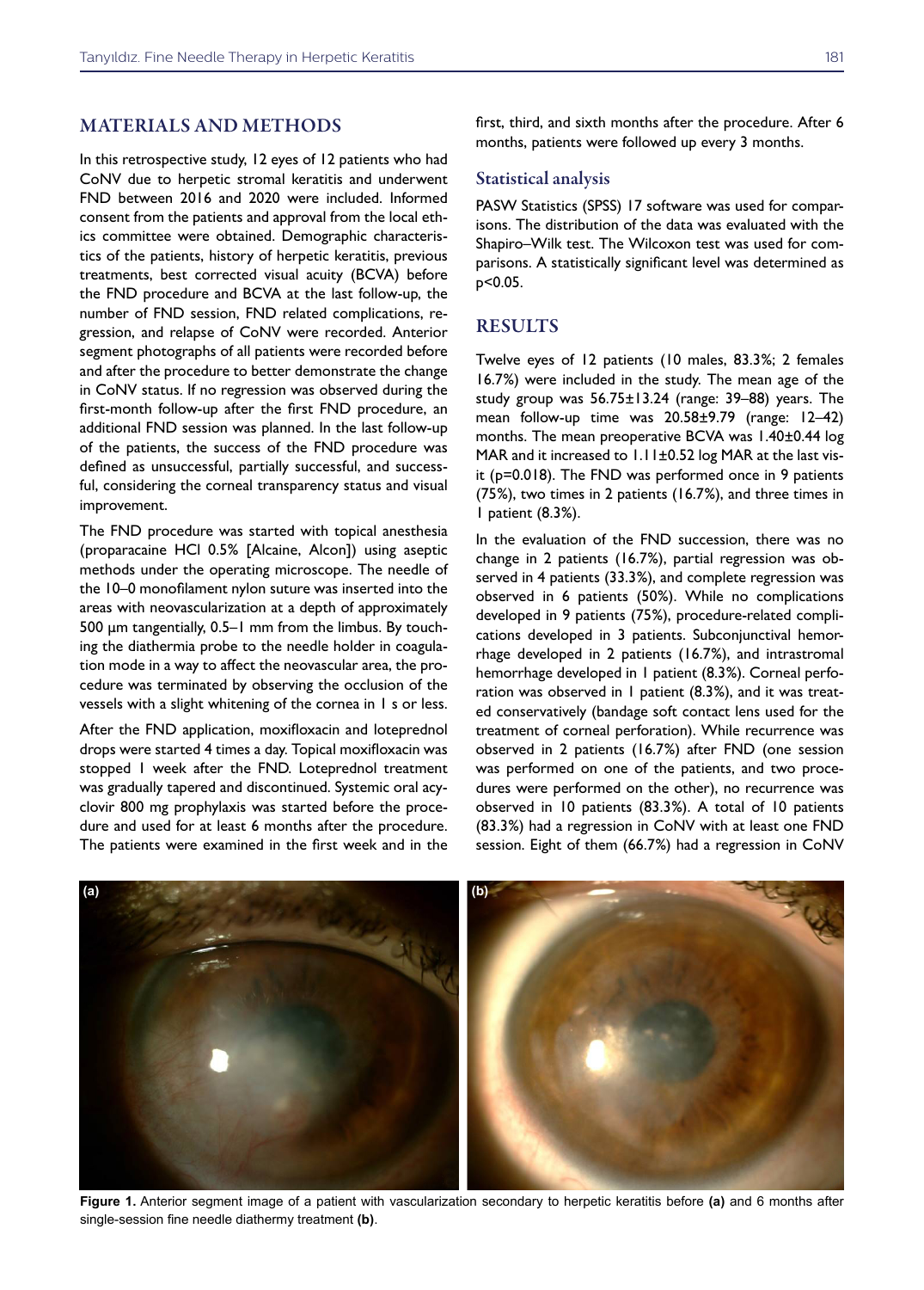## MATERIALS AND METHODS

In this retrospective study, 12 eyes of 12 patients who had CoNV due to herpetic stromal keratitis and underwent FND between 2016 and 2020 were included. Informed consent from the patients and approval from the local ethics committee were obtained. Demographic characteristics of the patients, history of herpetic keratitis, previous treatments, best corrected visual acuity (BCVA) before the FND procedure and BCVA at the last follow-up, the number of FND session, FND related complications, regression, and relapse of CoNV were recorded. Anterior segment photographs of all patients were recorded before and after the procedure to better demonstrate the change in CoNV status. If no regression was observed during the first-month follow-up after the first FND procedure, an additional FND session was planned. In the last follow-up of the patients, the success of the FND procedure was defined as unsuccessful, partially successful, and successful, considering the corneal transparency status and visual improvement.

The FND procedure was started with topical anesthesia (proparacaine HCl 0.5% [Alcaine, Alcon]) using aseptic methods under the operating microscope. The needle of the 10–0 monofilament nylon suture was inserted into the areas with neovascularization at a depth of approximately 500 µm tangentially, 0.5–1 mm from the limbus. By touching the diathermia probe to the needle holder in coagulation mode in a way to affect the neovascular area, the procedure was terminated by observing the occlusion of the vessels with a slight whitening of the cornea in 1 s or less.

After the FND application, moxifloxacin and loteprednol drops were started 4 times a day. Topical moxifloxacin was stopped 1 week after the FND. Loteprednol treatment was gradually tapered and discontinued. Systemic oral acyclovir 800 mg prophylaxis was started before the procedure and used for at least 6 months after the procedure. The patients were examined in the first week and in the first, third, and sixth months after the procedure. After 6 months, patients were followed up every 3 months.

### Statistical analysis

PASW Statistics (SPSS) 17 software was used for comparisons. The distribution of the data was evaluated with the Shapiro–Wilk test. The Wilcoxon test was used for comparisons. A statistically significant level was determined as $p<0.05$.

## RESULTS

Twelve eyes of 12 patients (10 males, 83.3%; 2 females 16.7%) were included in the study. The mean age of the study group was 56.75±13.24 (range: 39–88) years. The mean follow-up time was 20.58±9.79 (range: 12–42) months. The mean preoperative BCVA was 1.40±0.44 log MAR and it increased to 1.11±0.52 log MAR at the last visit ($p=0.018$). The FND was performed once in 9 patients (75%), two times in 2 patients (16.7%), and three times in 1 patient (8.3%).

In the evaluation of the FND succession, there was no change in 2 patients (16.7%), partial regression was observed in 4 patients (33.3%), and complete regression was observed in 6 patients (50%). While no complications developed in 9 patients (75%), procedure-related complications developed in 3 patients. Subconjunctival hemorrhage developed in 2 patients (16.7%), and intrastromal hemorrhage developed in 1 patient (8.3%). Corneal perforation was observed in 1 patient (8.3%), and it was treated conservatively (bandage soft contact lens used for the treatment of corneal perforation). While recurrence was observed in 2 patients (16.7%) after FND (one session was performed on one of the patients, and two procedures were performed on the other), no recurrence was observed in 10 patients (83.3%). A total of 10 patients (83.3%) had a regression in CoNV with at least one FND session. Eight of them (66.7%) had a regression in CoNV

**Figure 1.** Anterior segment image of a patient with vascularization secondary to herpetic keratitis before **(a)** and 6 months after single-session fine needle diathermy treatment **(b)**.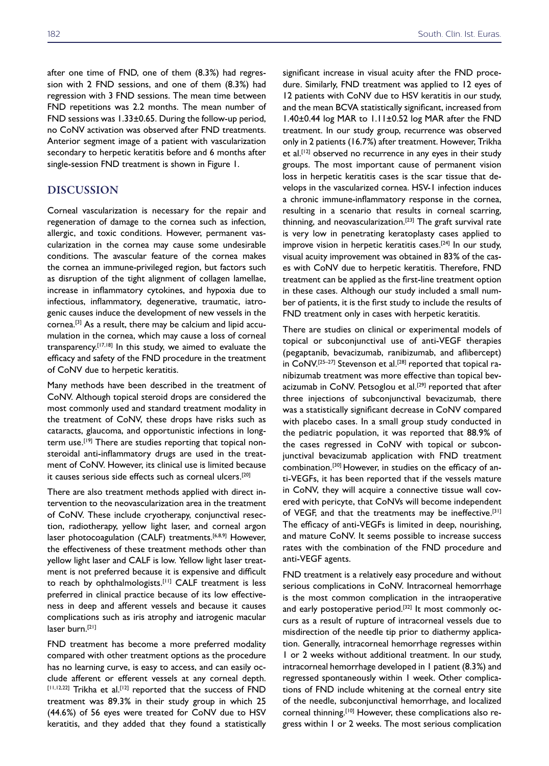after one time of FND, one of them (8.3%) had regression with 2 FND sessions, and one of them (8.3%) had regression with 3 FND sessions. The mean time between FND repetitions was 2.2 months. The mean number of FND sessions was 1.33±0.65. During the follow-up period, no CoNV activation was observed after FND treatments. Anterior segment image of a patient with vascularization secondary to herpetic keratitis before and 6 months after single-session FND treatment is shown in Figure 1.

## DISCUSSION

Corneal vascularization is necessary for the repair and regeneration of damage to the cornea such as infection, allergic, and toxic conditions. However, permanent vascularization in the cornea may cause some undesirable conditions. The avascular feature of the cornea makes the cornea an immune-privileged region, but factors such as disruption of the tight alignment of collagen lamellae, increase in inflammatory cytokines, and hypoxia due to infectious, inflammatory, degenerative, traumatic, iatrogenic causes induce the development of new vessels in the cornea.[3] As a result, there may be calcium and lipid accumulation in the cornea, which may cause a loss of corneal transparency.[17,18] In this study, we aimed to evaluate the efficacy and safety of the FND procedure in the treatment of CoNV due to herpetic keratitis.

Many methods have been described in the treatment of CoNV. Although topical steroid drops are considered the most commonly used and standard treatment modality in the treatment of CoNV, these drops have risks such as cataracts, glaucoma, and opportunistic infections in long-term use.[19] There are studies reporting that topical nonsteroidal anti-inflammatory drugs are used in the treatment of CoNV. However, its clinical use is limited because it causes serious side effects such as corneal ulcers.[20]

There are also treatment methods applied with direct intervention to the neovascularization area in the treatment of CoNV. These include cryotherapy, conjunctival resection, radiotherapy, yellow light laser, and corneal argon laser photocoagulation (CALF) treatments.[6,8,9] However, the effectiveness of these treatment methods other than yellow light laser and CALF is low. Yellow light laser treatment is not preferred because it is expensive and difficult to reach by ophthalmologists.[11] CALF treatment is less preferred in clinical practice because of its low effectiveness in deep and afferent vessels and because it causes complications such as iris atrophy and iatrogenic macular laser burn.[21]

FND treatment has become a more preferred modality compared with other treatment options as the procedure has no learning curve, is easy to access, and can easily occlude afferent or efferent vessels at any corneal depth.[11,12,22] Trikha et al.[12] reported that the success of FND treatment was 89.3% in their study group in which 25 (44.6%) of 56 eyes were treated for CoNV due to HSV keratitis, and they added that they found a statistically significant increase in visual acuity after the FND procedure. Similarly, FND treatment was applied to 12 eyes of 12 patients with CoNV due to HSV keratitis in our study, and the mean BCVA statistically significant, increased from 1.40±0.44 log MAR to 1.11±0.52 log MAR after the FND treatment. In our study group, recurrence was observed only in 2 patients (16.7%) after treatment. However, Trikha et al.[12] observed no recurrence in any eyes in their study groups. The most important cause of permanent vision loss in herpetic keratitis cases is the scar tissue that develops in the vascularized cornea. HSV-1 infection induces a chronic immune-inflammatory response in the cornea, resulting in a scenario that results in corneal scarring, thinning, and neovascularization.[23] The graft survival rate is very low in penetrating keratoplasty cases applied to improve vision in herpetic keratitis cases.[24] In our study, visual acuity improvement was obtained in 83% of the cases with CoNV due to herpetic keratitis. Therefore, FND treatment can be applied as the first-line treatment option in these cases. Although our study included a small number of patients, it is the first study to include the results of FND treatment only in cases with herpetic keratitis.

There are studies on clinical or experimental models of topical or subconjunctival use of anti-VEGF therapies (pegaptanib, bevacizumab, ranibizumab, and aflibercept) in CoNV.[25–27] Stevenson et al.[28] reported that topical ranibizumab treatment was more effective than topical bevacizumab in CoNV. Petsoglou et al.[29] reported that after three injections of subconjunctival bevacizumab, there was a statistically significant decrease in CoNV compared with placebo cases. In a small group study conducted in the pediatric population, it was reported that 88.9% of the cases regressed in CoNV with topical or subconjunctival bevacizumab application with FND treatment combination.[30] However, in studies on the efficacy of anti-VEGFs, it has been reported that if the vessels mature in CoNV, they will acquire a connective tissue wall covered with pericyte, that CoNVs will become independent of VEGF, and that the treatments may be ineffective.[31] The efficacy of anti-VEGFs is limited in deep, nourishing, and mature CoNV. It seems possible to increase success rates with the combination of the FND procedure and anti-VEGF agents.

FND treatment is a relatively easy procedure and without serious complications in CoNV. Intracorneal hemorrhage is the most common complication in the intraoperative and early postoperative period.[32] It most commonly occurs as a result of rupture of intracorneal vessels due to misdirection of the needle tip prior to diathermy application. Generally, intracorneal hemorrhage regresses within 1 or 2 weeks without additional treatment. In our study, intracorneal hemorrhage developed in 1 patient (8.3%) and regressed spontaneously within 1 week. Other complications of FND include whitening at the corneal entry site of the needle, subconjunctival hemorrhage, and localized corneal thinning.[10] However, these complications also regress within 1 or 2 weeks. The most serious complication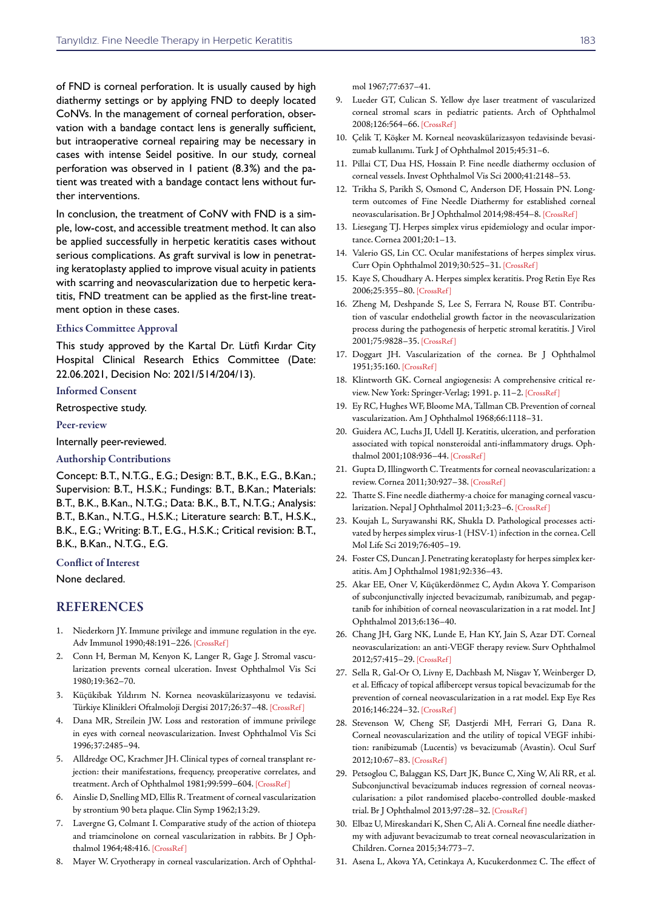of FND is corneal perforation. It is usually caused by high diathermy settings or by applying FND to deeply located CoNVs. In the management of corneal perforation, observation with a bandage contact lens is generally sufficient, but intraoperative corneal repairing may be necessary in cases with intense Seidel positive. In our study, corneal perforation was observed in 1 patient (8.3%) and the patient was treated with a bandage contact lens without further interventions.

In conclusion, the treatment of CoNV with FND is a simple, low-cost, and accessible treatment method. It can also be applied successfully in herpetic keratitis cases without serious complications. As graft survival is low in penetrating keratoplasty applied to improve visual acuity in patients with scarring and neovascularization due to herpetic keratitis, FND treatment can be applied as the first-line treatment option in these cases.

### Ethics Committee Approval

This study approved by the Kartal Dr. Lütfi Kırdar City Hospital Clinical Research Ethics Committee (Date: 22.06.2021, Decision No: 2021/514/204/13).

### Informed Consent

Retrospective study.

### Peer-review

Internally peer-reviewed.

### Authorship Contributions

Concept: B.T., N.T.G., E.G.; Design: B.T., B.K., E.G., B.Kan.; Supervision: B.T., H.S.K.; Fundings: B.T., B.Kan.; Materials: B.T., B.K., B.Kan., N.T.G.; Data: B.K., B.T., N.T.G.; Analysis: B.T., B.Kan., N.T.G., H.S.K.; Literature search: B.T., H.S.K., B.K., E.G.; Writing: B.T., E.G., H.S.K.; Critical revision: B.T., B.K., B.Kan., N.T.G., E.G.

### Conflict of Interest

None declared.

## REFERENCES

1. Niederkorn JY. Immune privilege and immune regulation in the eye. Adv Immunol 1990;48:191–226. [CrossRef]
2. Conn H, Berman M, Kenyon K, Langer R, Gage J. Stromal vascularization prevents corneal ulceration. Invest Ophthalmol Vis Sci 1980;19:362–70.
3. Küçükibak Yıldırım N. Kornea neovaskülarizasyonu ve tedavisi. Türkiye Klinikleri Oftalmoloji Dergisi 2017;26:37–48. [CrossRef]
4. Dana MR, Streilein JW. Loss and restoration of immune privilege in eyes with corneal neovascularization. Invest Ophthalmol Vis Sci 1996;37:2485–94.
5. Alldredge OC, Krachmer JH. Clinical types of corneal transplant rejection: their manifestations, frequency, preoperative correlates, and treatment. Arch of Ophthalmol 1981;99:599–604. [CrossRef]
6. Ainslie D, Snelling MD, Ellis R. Treatment of corneal vascularization by strontium 90 beta plaque. Clin Symp 1962;13:29.
7. Lavergne G, Colmant I. Comparative study of the action of thiotepa and triamcinolone on corneal vascularization in rabbits. Br J Ophthalmol 1964;48:416. [CrossRef]
8. Mayer W. Cryotherapy in corneal vascularization. Arch of Ophthalmol 1967;77:637–41.
9. Lueder GT, Culican S. Yellow dye laser treatment of vascularized corneal stromal scars in pediatric patients. Arch of Ophthalmol 2008;126:564–66. [CrossRef]
10. Çelik T, Köşker M. Korneal neovaskülarizasyon tedavisinde bevasizumab kullanımı. Turk J of Ophthalmol 2015;45:31–6.
11. Pillai CT, Dua HS, Hossain P. Fine needle diathermy occlusion of corneal vessels. Invest Ophthalmol Vis Sci 2000;41:2148–53.
12. Trikha S, Parikh S, Osmond C, Anderson DF, Hossain PN. Long-term outcomes of Fine Needle Diathermy for established corneal neovascularisation. Br J Ophthalmol 2014;98:454–8. [CrossRef]
13. Liesegang TJ. Herpes simplex virus epidemiology and ocular importance. Cornea 2001;20:1–13.
14. Valerio GS, Lin CC. Ocular manifestations of herpes simplex virus. Curr Opin Ophthalmol 2019;30:525–31. [CrossRef]
15. Kaye S, Choudhary A. Herpes simplex keratitis. Prog Retin Eye Res 2006;25:355–80. [CrossRef]
16. Zheng M, Deshpande S, Lee S, Ferrara N, Rouse BT. Contribution of vascular endothelial growth factor in the neovascularization process during the pathogenesis of herpetic stromal keratitis. J Virol 2001;75:9828–35. [CrossRef]
17. Doggart JH. Vascularization of the cornea. Br J Ophthalmol 1951;35:160. [CrossRef]
18. Klintworth GK. Corneal angiogenesis: A comprehensive critical review. New York: Springer-Verlag; 1991. p. 11–2. [CrossRef]
19. Ey RC, Hughes WF, Bloome MA, Tallman CB. Prevention of corneal vascularization. Am J Ophthalmol 1968;66:1118–31.
20. Guidera AC, Luchs JI, Udell IJ. Keratitis, ulceration, and perforation associated with topical nonsteroidal anti-inflammatory drugs. Ophthalmol 2001;108:936–44. [CrossRef]
21. Gupta D, Illingworth C. Treatments for corneal neovascularization: a review. Cornea 2011;30:927–38. [CrossRef]
22. Thatte S. Fine needle diathermy-a choice for managing corneal vascularization. Nepal J Ophthalmol 2011;3:23–6. [CrossRef]
23. Koujah L, Suryawanshi RK, Shukla D. Pathological processes activated by herpes simplex virus-1 (HSV-1) infection in the cornea. Cell Mol Life Sci 2019;76:405–19.
24. Foster CS, Duncan J. Penetrating keratoplasty for herpes simplex keratitis. Am J Ophthalmol 1981;92:336–43.
25. Akar EE, Oner V, Küçükerdönmez C, Aydın Akova Y. Comparison of subconjunctivally injected bevacizumab, ranibizumab, and pegaptanib for inhibition of corneal neovascularization in a rat model. Int J Ophthalmol 2013;6:136–40.
26. Chang JH, Garg NK, Lunde E, Han KY, Jain S, Azar DT. Corneal neovascularization: an anti-VEGF therapy review. Surv Ophthalmol 2012;57:415–29. [CrossRef]
27. Sella R, Gal-Or O, Livny E, Dachbash M, Nisgav Y, Weinberger D, et al. Efficacy of topical aflibercept versus topical bevacizumab for the prevention of corneal neovascularization in a rat model. Exp Eye Res 2016;146:224–32. [CrossRef]
28. Stevenson W, Cheng SF, Dastjerdi MH, Ferrari G, Dana R. Corneal neovascularization and the utility of topical VEGF inhibition: ranibizumab (Lucentis) vs bevacizumab (Avastin). Ocul Surf 2012;10:67–83. [CrossRef]
29. Petsoglou C, Balaggan KS, Dart JK, Bunce C, Xing W, Ali RR, et al. Subconjunctival bevacizumab induces regression of corneal neovascularisation: a pilot randomised placebo-controlled double-masked trial. Br J Ophthalmol 2013;97:28–32. [CrossRef]
30. Elbaz U, Mireskandari K, Shen C, Ali A. Corneal fine needle diathermy with adjuvant bevacizumab to treat corneal neovascularization in Children. Cornea 2015;34:773–7.
31. Asena L, Akova YA, Cetinkaya A, Kucukerdonmez C. The effect of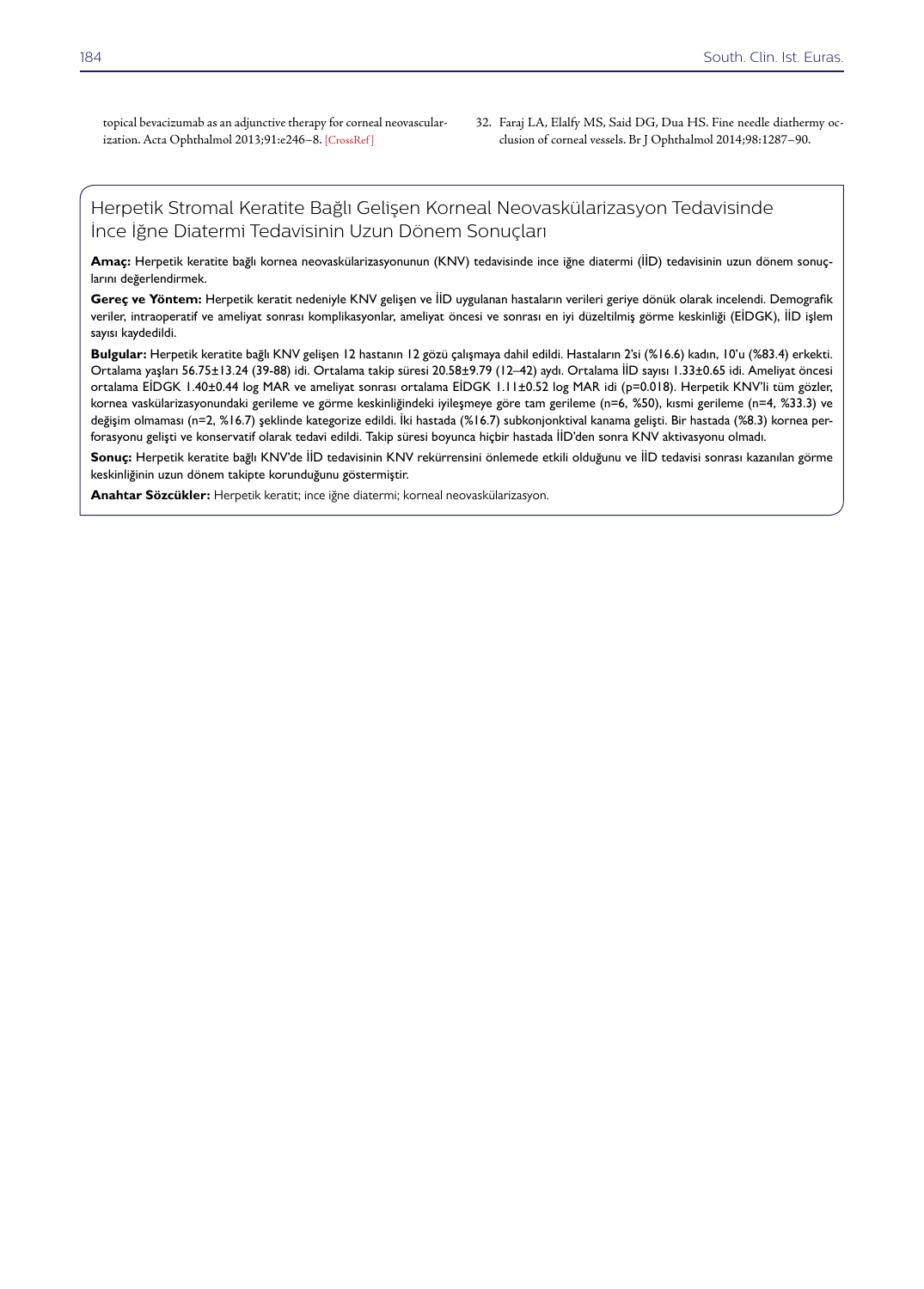topical bevacizumab as an adjunctive therapy for corneal neovascularization. Acta Ophthalmol 2013;91:e246–8. [CrossRef]

32. Faraj LA, Elalfy MS, Said DG, Dua HS. Fine needle diathermy occlusion of corneal vessels. Br J Ophthalmol 2014;98:1287–90.

## Herpetik Stromal Keratite Bağlı Gelişen Korneal Neovaskülarizasyon Tedavisinde İnce İğne Diatermi Tedavisinin Uzun Dönem Sonuçları

**Amaç:** Herpetik keratite bağlı kornea neovaskülarizasyonunun (KNV) tedavisinde ince iğne diatermi (İİD) tedavisinin uzun dönem sonuçlarını değerlendirmek.

**Gereç ve Yöntem:** Herpetik keratit nedeniyle KNV gelişen ve İİD uygulanan hastaların verileri geriye dönük olarak incelendi. Demografik veriler, intraoperatif ve ameliyat sonrası komplikasyonlar, ameliyat öncesi ve sonrası en iyi düzeltilmiş görme keskinliği (EİDGK), İİD işlem sayısı kaydedildi.

**Bulgular:** Herpetik keratite bağlı KNV gelişen 12 hastanın 12 gözü çalışmaya dahil edildi. Hastaların 2'si (%16.6) kadın, 10'u (%83.4) erkekti. Ortalama yaşları 56.75±13.24 (39-88) idi. Ortalama takip süresi 20.58±9.79 (12–42) aydı. Ortalama İİD sayısı 1.33±0.65 idi. Ameliyat öncesi ortalama EİDGK 1.40±0.44 log MAR ve ameliyat sonrası ortalama EİDGK 1.11±0.52 log MAR idi (p=0.018). Herpetik KNV'li tüm gözler, kornea vaskülarizasyonundaki gerileme ve görme keskinliğindeki iyileşmeye göre tam gerileme (n=6, %50), kısmi gerileme (n=4, %33.3) ve değişim olmaması (n=2, %16.7) şeklinde kategorize edildi. İki hastada (%16.7) subkonjonktival kanama gelişti. Bir hastada (%8.3) kornea perforasyonu gelişti ve konservatif olarak tedavi edildi. Takip süresi boyunca hiçbir hastada İİD'den sonra KNV aktivasyonu olmadı.

**Sonuç:** Herpetik keratite bağlı KNV'de İİD tedavisinin KNV rekürrensini önlemede etkili olduğunu ve İİD tedavisi sonrası kazanılan görme keskinliğinin uzun dönem takipte korunduğunu göstermiştir.

**Anahtar Sözcükler:** Herpetik keratit; ince iğne diatermi; korneal neovaskülarizasyon.